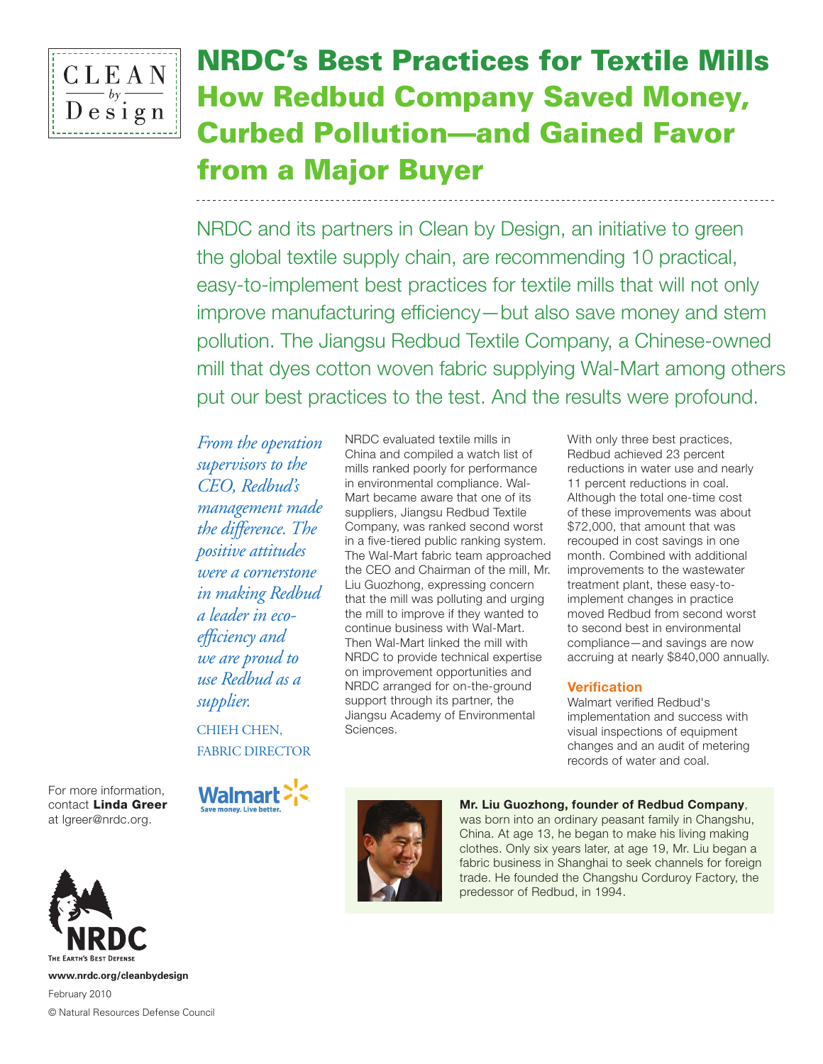CLEAN by Design

# NRDC's Best Practices for Textile Mills

## How Redbud Company Saved Money, Curbed Pollution—and Gained Favor from a Major Buyer

NRDC and its partners in Clean by Design, an initiative to green the global textile supply chain, are recommending 10 practical, easy-to-implement best practices for textile mills that will not only improve manufacturing efficiency—but also save money and stem pollution. The Jiangsu Redbud Textile Company, a Chinese-owned mill that dyes cotton woven fabric supplying Wal-Mart among others put our best practices to the test. And the results were profound.

*From the operation supervisors to the CEO, Redbud's management made the difference. The positive attitudes were a cornerstone in making Redbud a leader in eco-efficiency and we are proud to use Redbud as a supplier.*

CHIEH CHEN, FABRIC DIRECTOR

NRDC evaluated textile mills in China and compiled a watch list of mills ranked poorly for performance in environmental compliance. Wal-Mart became aware that one of its suppliers, Jiangsu Redbud Textile Company, was ranked second worst in a five-tiered public ranking system. The Wal-Mart fabric team approached the CEO and Chairman of the mill, Mr. Liu Guozhong, expressing concern that the mill was polluting and urging the mill to improve if they wanted to continue business with Wal-Mart. Then Wal-Mart linked the mill with NRDC to provide technical expertise on improvement opportunities and NRDC arranged for on-the-ground support through its partner, the Jiangsu Academy of Environmental Sciences.

With only three best practices, Redbud achieved 23 percent reductions in water use and nearly 11 percent reductions in coal. Although the total one-time cost of these improvements was about $72,000, that amount that was recouped in cost savings in one month. Combined with additional improvements to the wastewater treatment plant, these easy-to-implement changes in practice moved Redbud from second worst to second best in environmental compliance—and savings are now accruing at nearly $840,000 annually.

### Verification

Walmart verified Redbud's implementation and success with visual inspections of equipment changes and an audit of metering records of water and coal.

For more information, contact **Linda Greer** at lgreer@nrdc.org.

Walmart — Save money. Live better.

**Mr. Liu Guozhong, founder of Redbud Company**, was born into an ordinary peasant family in Changshu, China. At age 13, he began to make his living making clothes. Only six years later, at age 19, Mr. Liu began a fabric business in Shanghai to seek channels for foreign trade. He founded the Changshu Corduroy Factory, the predessor of Redbud, in 1994.

NRDC — The Earth's Best Defense

**www.nrdc.org/cleanbydesign**

February 2010

© Natural Resources Defense Council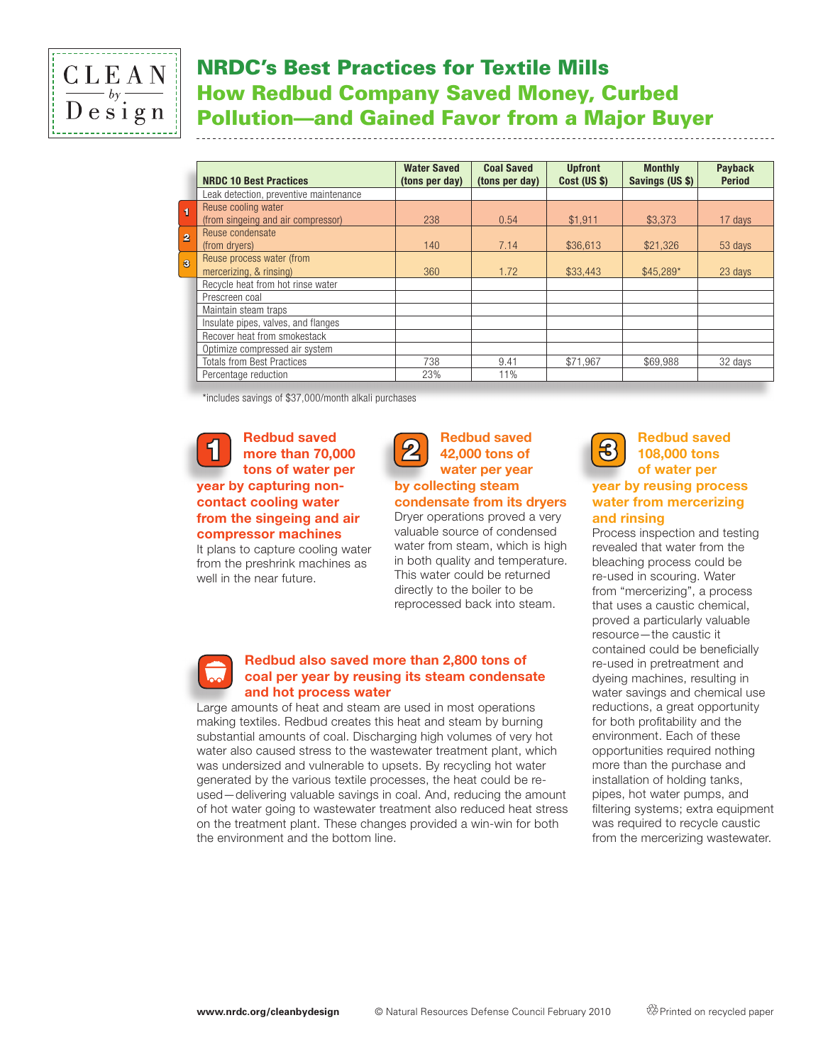# NRDC's Best Practices for Textile Mills

## How Redbud Company Saved Money, Curbed Pollution—and Gained Favor from a Major Buyer

| | NRDC 10 Best Practices | Water Saved (tons per day) | Coal Saved (tons per day) | Upfront Cost (US $) | Monthly Savings (US $) | Payback Period |
|---|---|---|---|---|---|---|
| | Leak detection, preventive maintenance | | | | | |
| 1 | Reuse cooling water (from singeing and air compressor) | 238 | 0.54 | $1,911 | $3,373 | 17 days |
| 2 | Reuse condensate (from dryers) | 140 | 7.14 | $36,613 | $21,326 | 53 days |
| 3 | Reuse process water (from mercerizing, & rinsing) | 360 | 1.72 | $33,443 | $45,289* | 23 days |
| | Recycle heat from hot rinse water | | | | | |
| | Prescreen coal | | | | | |
| | Maintain steam traps | | | | | |
| | Insulate pipes, valves, and flanges | | | | | |
| | Recover heat from smokestack | | | | | |
| | Optimize compressed air system | | | | | |
| | Totals from Best Practices | 738 | 9.41 | $71,967 | $69,988 | 32 days |
| | Percentage reduction | 23% | 11% | | | |

*includes savings of $37,000/month alkali purchases

### 1 Redbud saved more than 70,000 tons of water per year by capturing non-contact cooling water from the singeing and air compressor machines

It plans to capture cooling water from the preshrink machines as well in the near future.

### 2 Redbud saved 42,000 tons of water per year by collecting steam condensate from its dryers

Dryer operations proved a very valuable source of condensed water from steam, which is high in both quality and temperature. This water could be returned directly to the boiler to be reprocessed back into steam.

### Redbud also saved more than 2,800 tons of coal per year by reusing its steam condensate and hot process water

Large amounts of heat and steam are used in most operations making textiles. Redbud creates this heat and steam by burning substantial amounts of coal. Discharging high volumes of very hot water also caused stress to the wastewater treatment plant, which was undersized and vulnerable to upsets. By recycling hot water generated by the various textile processes, the heat could be re-used—delivering valuable savings in coal. And, reducing the amount of hot water going to wastewater treatment also reduced heat stress on the treatment plant. These changes provided a win-win for both the environment and the bottom line.

### 3 Redbud saved 108,000 tons of water per year by reusing process water from mercerizing and rinsing

Process inspection and testing revealed that water from the bleaching process could be re-used in scouring. Water from "mercerizing", a process that uses a caustic chemical, proved a particularly valuable resource—the caustic it contained could be beneficially re-used in pretreatment and dyeing machines, resulting in water savings and chemical use reductions, a great opportunity for both profitability and the environment. Each of these opportunities required nothing more than the purchase and installation of holding tanks, pipes, hot water pumps, and filtering systems; extra equipment was required to recycle caustic from the mercerizing wastewater.

www.nrdc.org/cleanbydesign © Natural Resources Defense Council February 2010 Printed on recycled paper